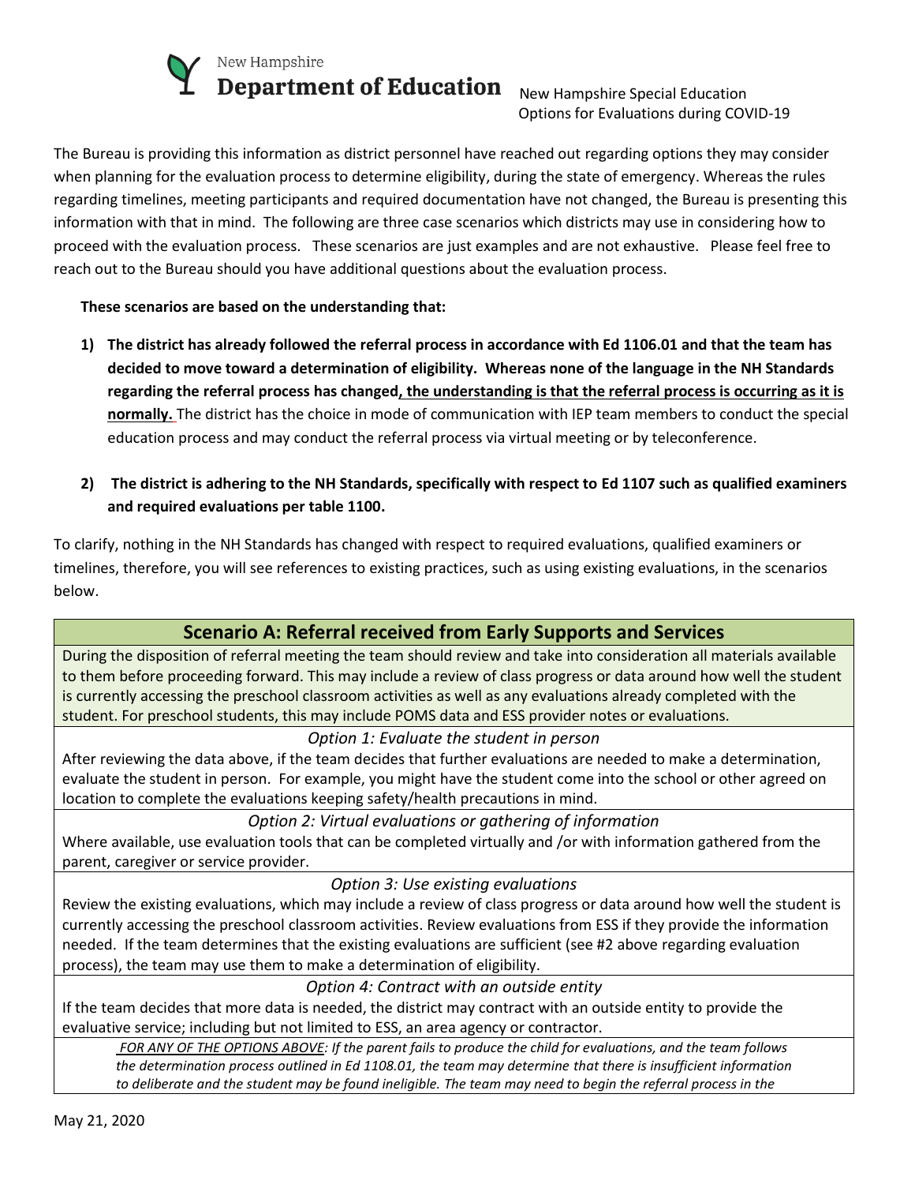New Hampshire **Department of Education**

New Hampshire Special Education
Options for Evaluations during COVID-19

The Bureau is providing this information as district personnel have reached out regarding options they may consider when planning for the evaluation process to determine eligibility, during the state of emergency. Whereas the rules regarding timelines, meeting participants and required documentation have not changed, the Bureau is presenting this information with that in mind. The following are three case scenarios which districts may use in considering how to proceed with the evaluation process. These scenarios are just examples and are not exhaustive. Please feel free to reach out to the Bureau should you have additional questions about the evaluation process.

**These scenarios are based on the understanding that:**

1) **The district has already followed the referral process in accordance with Ed 1106.01 and that the team has decided to move toward a determination of eligibility. Whereas none of the language in the NH Standards regarding the referral process has changed, the understanding is that the referral process is occurring as it is normally.** The district has the choice in mode of communication with IEP team members to conduct the special education process and may conduct the referral process via virtual meeting or by teleconference.

2) **The district is adhering to the NH Standards, specifically with respect to Ed 1107 such as qualified examiners and required evaluations per table 1100.**

To clarify, nothing in the NH Standards has changed with respect to required evaluations, qualified examiners or timelines, therefore, you will see references to existing practices, such as using existing evaluations, in the scenarios below.

| **Scenario A: Referral received from Early Supports and Services** |
|---|
| During the disposition of referral meeting the team should review and take into consideration all materials available to them before proceeding forward. This may include a review of class progress or data around how well the student is currently accessing the preschool classroom activities as well as any evaluations already completed with the student. For preschool students, this may include POMS data and ESS provider notes or evaluations. |
| *Option 1: Evaluate the student in person* |
| After reviewing the data above, if the team decides that further evaluations are needed to make a determination, evaluate the student in person. For example, you might have the student come into the school or other agreed on location to complete the evaluations keeping safety/health precautions in mind. |
| *Option 2: Virtual evaluations or gathering of information* |
| Where available, use evaluation tools that can be completed virtually and /or with information gathered from the parent, caregiver or service provider. |
| *Option 3: Use existing evaluations* |
| Review the existing evaluations, which may include a review of class progress or data around how well the student is currently accessing the preschool classroom activities. Review evaluations from ESS if they provide the information needed. If the team determines that the existing evaluations are sufficient (see #2 above regarding evaluation process), the team may use them to make a determination of eligibility. |
| *Option 4: Contract with an outside entity* |
| If the team decides that more data is needed, the district may contract with an outside entity to provide the evaluative service; including but not limited to ESS, an area agency or contractor. |
| *FOR ANY OF THE OPTIONS ABOVE: If the parent fails to produce the child for evaluations, and the team follows the determination process outlined in Ed 1108.01, the team may determine that there is insufficient information to deliberate and the student may be found ineligible. The team may need to begin the referral process in the* |

May 21, 2020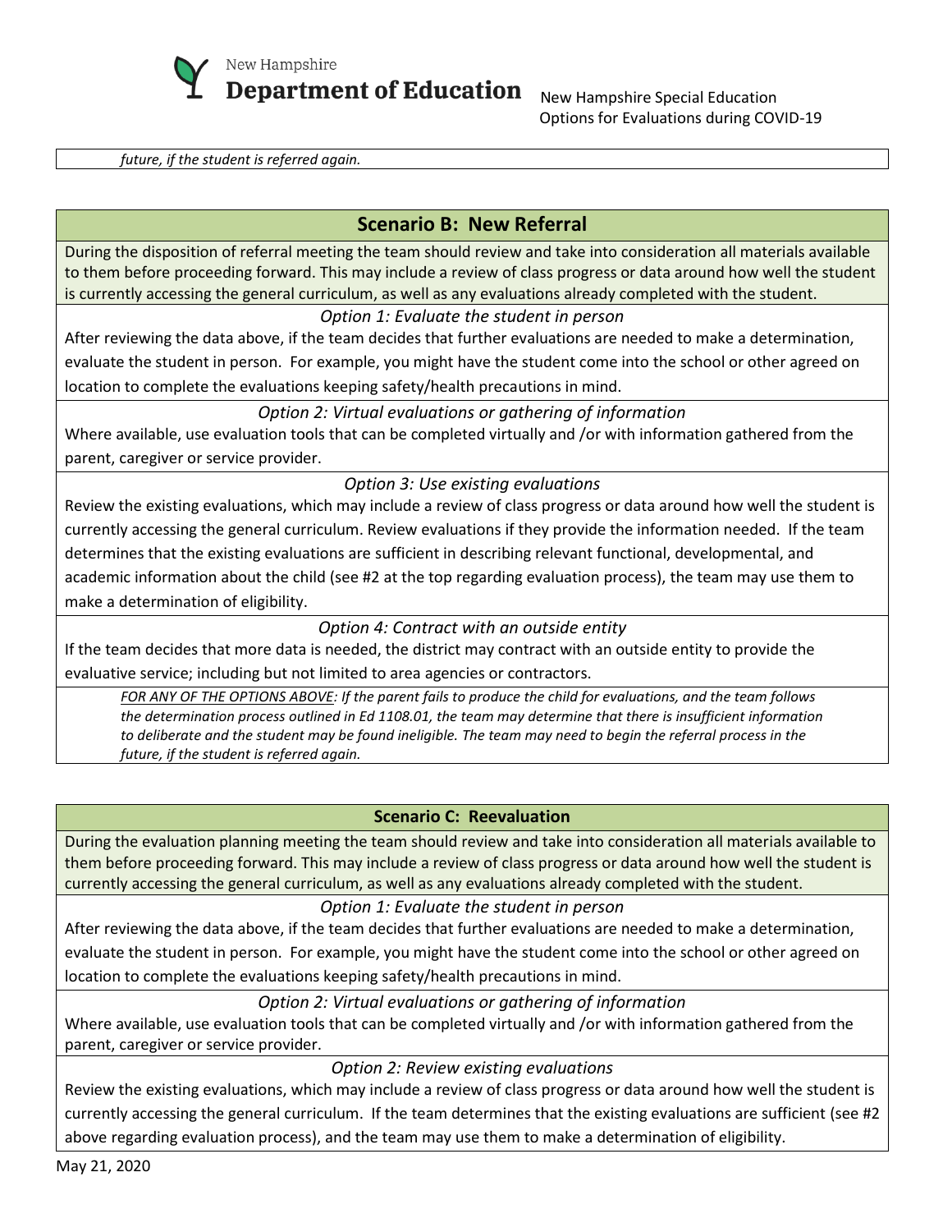*future, if the student is referred again.*

## Scenario B: New Referral

During the disposition of referral meeting the team should review and take into consideration all materials available to them before proceeding forward. This may include a review of class progress or data around how well the student is currently accessing the general curriculum, as well as any evaluations already completed with the student.

*Option 1: Evaluate the student in person*

After reviewing the data above, if the team decides that further evaluations are needed to make a determination, evaluate the student in person. For example, you might have the student come into the school or other agreed on location to complete the evaluations keeping safety/health precautions in mind.

*Option 2: Virtual evaluations or gathering of information*

Where available, use evaluation tools that can be completed virtually and /or with information gathered from the parent, caregiver or service provider.

*Option 3: Use existing evaluations*

Review the existing evaluations, which may include a review of class progress or data around how well the student is currently accessing the general curriculum. Review evaluations if they provide the information needed. If the team determines that the existing evaluations are sufficient in describing relevant functional, developmental, and academic information about the child (see #2 at the top regarding evaluation process), the team may use them to make a determination of eligibility.

*Option 4: Contract with an outside entity*

If the team decides that more data is needed, the district may contract with an outside entity to provide the evaluative service; including but not limited to area agencies or contractors.

*FOR ANY OF THE OPTIONS ABOVE: If the parent fails to produce the child for evaluations, and the team follows the determination process outlined in Ed 1108.01, the team may determine that there is insufficient information to deliberate and the student may be found ineligible. The team may need to begin the referral process in the future, if the student is referred again.*

## Scenario C: Reevaluation

During the evaluation planning meeting the team should review and take into consideration all materials available to them before proceeding forward. This may include a review of class progress or data around how well the student is currently accessing the general curriculum, as well as any evaluations already completed with the student.

*Option 1: Evaluate the student in person*

After reviewing the data above, if the team decides that further evaluations are needed to make a determination, evaluate the student in person. For example, you might have the student come into the school or other agreed on location to complete the evaluations keeping safety/health precautions in mind.

*Option 2: Virtual evaluations or gathering of information*

Where available, use evaluation tools that can be completed virtually and /or with information gathered from the parent, caregiver or service provider.

*Option 2: Review existing evaluations*

Review the existing evaluations, which may include a review of class progress or data around how well the student is currently accessing the general curriculum. If the team determines that the existing evaluations are sufficient (see #2 above regarding evaluation process), and the team may use them to make a determination of eligibility.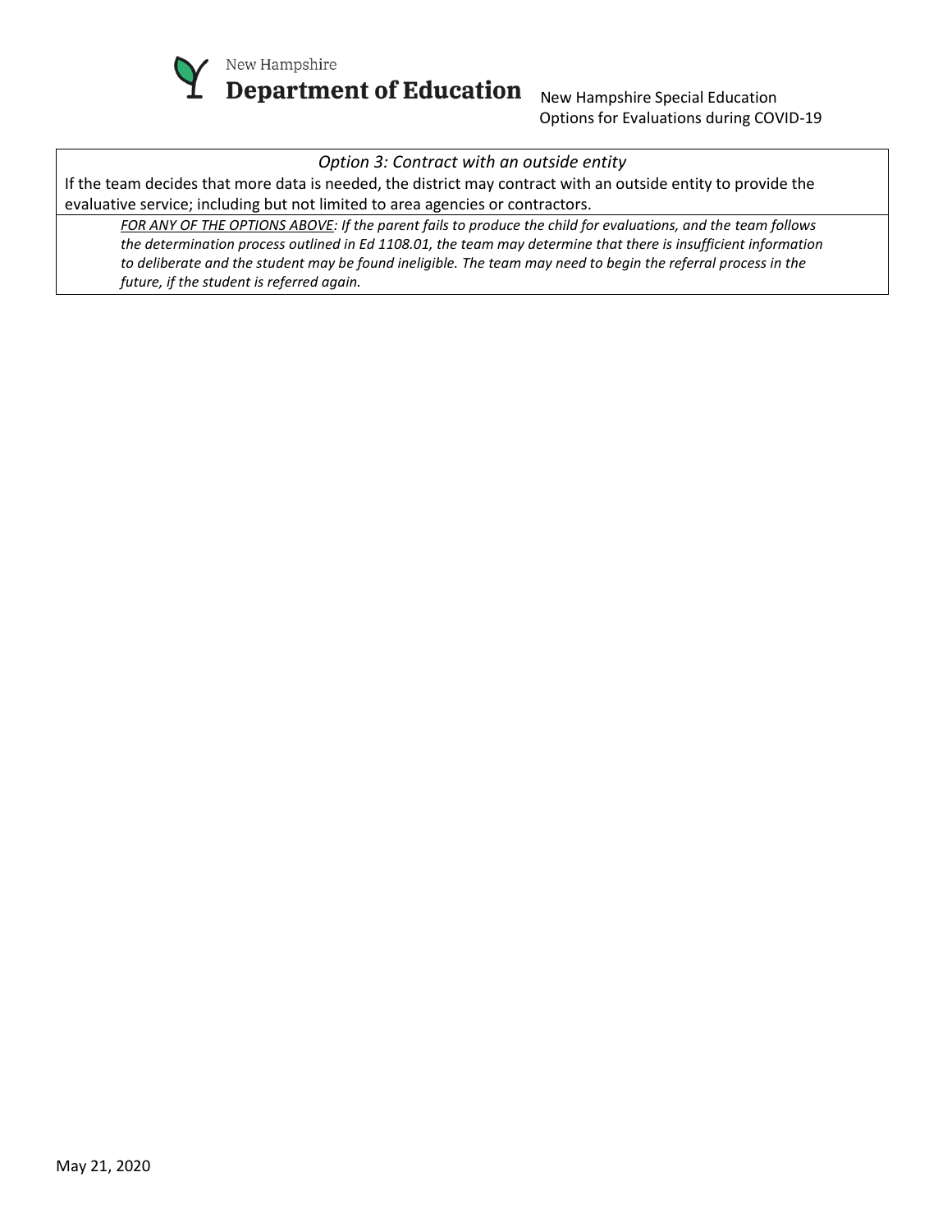*Option 3: Contract with an outside entity*

If the team decides that more data is needed, the district may contract with an outside entity to provide the evaluative service; including but not limited to area agencies or contractors.

*FOR ANY OF THE OPTIONS ABOVE: If the parent fails to produce the child for evaluations, and the team follows the determination process outlined in Ed 1108.01, the team may determine that there is insufficient information to deliberate and the student may be found ineligible. The team may need to begin the referral process in the future, if the student is referred again.*

May 21, 2020